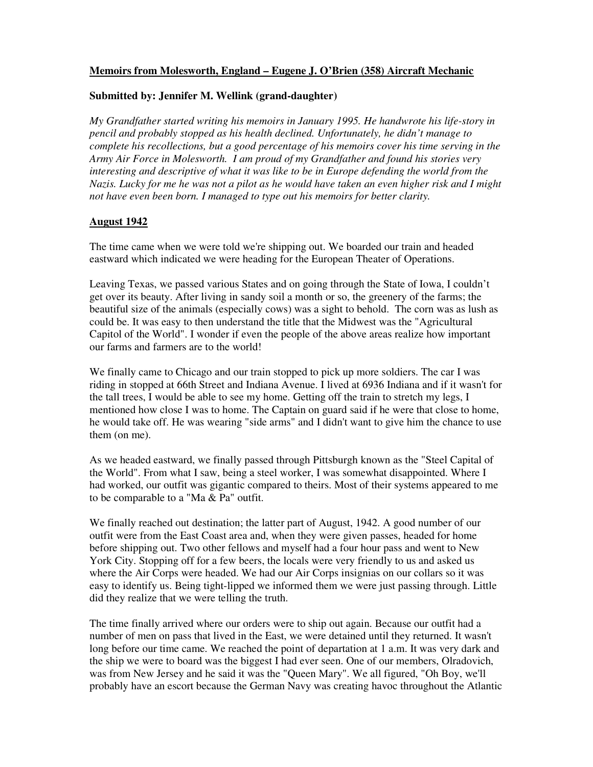**Memoirs from Molesworth, England – Eugene J. O'Brien (358) Aircraft Mechanic**

**Submitted by: Jennifer M. Wellink (grand-daughter)**

*My Grandfather started writing his memoirs in January 1995. He handwrote his life-story in pencil and probably stopped as his health declined. Unfortunately, he didn't manage to complete his recollections, but a good percentage of his memoirs cover his time serving in the Army Air Force in Molesworth. I am proud of my Grandfather and found his stories very interesting and descriptive of what it was like to be in Europe defending the world from the Nazis. Lucky for me he was not a pilot as he would have taken an even higher risk and I might not have even been born. I managed to type out his memoirs for better clarity.*

**August 1942**

The time came when we were told we're shipping out. We boarded our train and headed eastward which indicated we were heading for the European Theater of Operations.

Leaving Texas, we passed various States and on going through the State of Iowa, I couldn't get over its beauty. After living in sandy soil a month or so, the greenery of the farms; the beautiful size of the animals (especially cows) was a sight to behold. The corn was as lush as could be. It was easy to then understand the title that the Midwest was the "Agricultural Capitol of the World". I wonder if even the people of the above areas realize how important our farms and farmers are to the world!

We finally came to Chicago and our train stopped to pick up more soldiers. The car I was riding in stopped at 66th Street and Indiana Avenue. I lived at 6936 Indiana and if it wasn't for the tall trees, I would be able to see my home. Getting off the train to stretch my legs, I mentioned how close I was to home. The Captain on guard said if he were that close to home, he would take off. He was wearing "side arms" and I didn't want to give him the chance to use them (on me).

As we headed eastward, we finally passed through Pittsburgh known as the "Steel Capital of the World". From what I saw, being a steel worker, I was somewhat disappointed. Where I had worked, our outfit was gigantic compared to theirs. Most of their systems appeared to me to be comparable to a "Ma & Pa" outfit.

We finally reached out destination; the latter part of August, 1942. A good number of our outfit were from the East Coast area and, when they were given passes, headed for home before shipping out. Two other fellows and myself had a four hour pass and went to New York City. Stopping off for a few beers, the locals were very friendly to us and asked us where the Air Corps were headed. We had our Air Corps insignias on our collars so it was easy to identify us. Being tight-lipped we informed them we were just passing through. Little did they realize that we were telling the truth.

The time finally arrived where our orders were to ship out again. Because our outfit had a number of men on pass that lived in the East, we were detained until they returned. It wasn't long before our time came. We reached the point of departation at 1 a.m. It was very dark and the ship we were to board was the biggest I had ever seen. One of our members, Olradovich, was from New Jersey and he said it was the "Queen Mary". We all figured, "Oh Boy, we'll probably have an escort because the German Navy was creating havoc throughout the Atlantic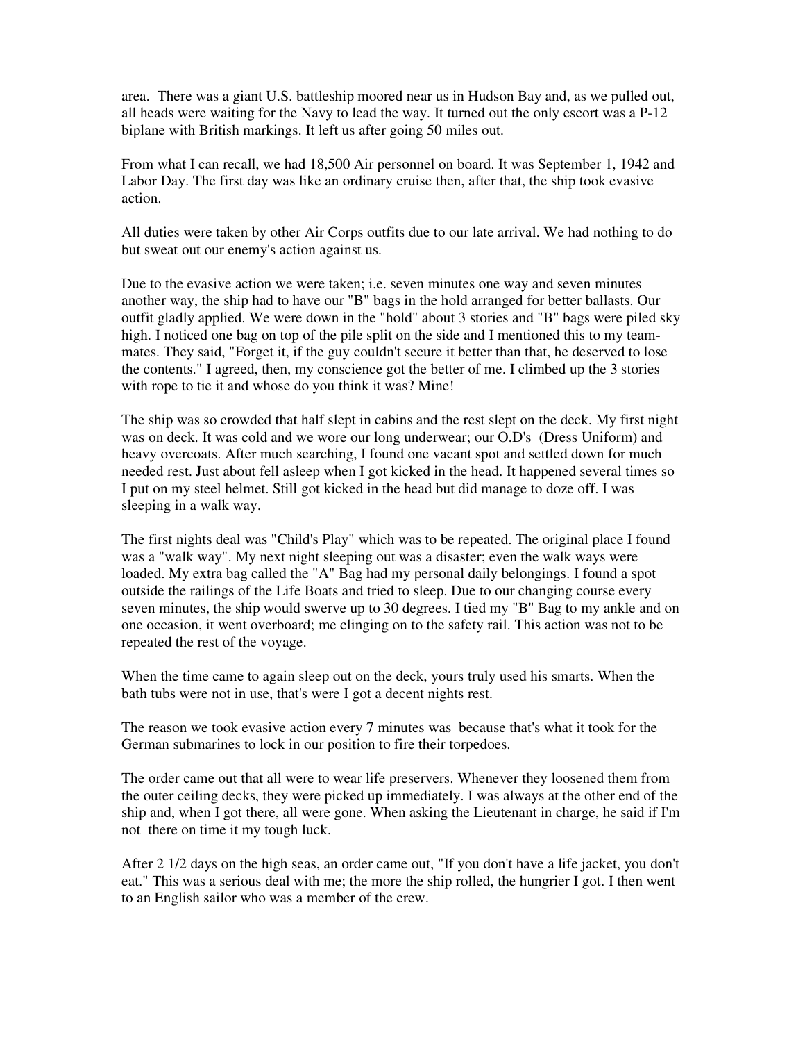area. There was a giant U.S. battleship moored near us in Hudson Bay and, as we pulled out, all heads were waiting for the Navy to lead the way. It turned out the only escort was a P-12 biplane with British markings. It left us after going 50 miles out.

From what I can recall, we had 18,500 Air personnel on board. It was September 1, 1942 and Labor Day. The first day was like an ordinary cruise then, after that, the ship took evasive action.

All duties were taken by other Air Corps outfits due to our late arrival. We had nothing to do but sweat out our enemy's action against us.

Due to the evasive action we were taken; i.e. seven minutes one way and seven minutes another way, the ship had to have our "B" bags in the hold arranged for better ballasts. Our outfit gladly applied. We were down in the "hold" about 3 stories and "B" bags were piled sky high. I noticed one bag on top of the pile split on the side and I mentioned this to my team-mates. They said, "Forget it, if the guy couldn't secure it better than that, he deserved to lose the contents." I agreed, then, my conscience got the better of me. I climbed up the 3 stories with rope to tie it and whose do you think it was? Mine!

The ship was so crowded that half slept in cabins and the rest slept on the deck. My first night was on deck. It was cold and we wore our long underwear; our O.D's (Dress Uniform) and heavy overcoats. After much searching, I found one vacant spot and settled down for much needed rest. Just about fell asleep when I got kicked in the head. It happened several times so I put on my steel helmet. Still got kicked in the head but did manage to doze off. I was sleeping in a walk way.

The first nights deal was "Child's Play" which was to be repeated. The original place I found was a "walk way". My next night sleeping out was a disaster; even the walk ways were loaded. My extra bag called the "A" Bag had my personal daily belongings. I found a spot outside the railings of the Life Boats and tried to sleep. Due to our changing course every seven minutes, the ship would swerve up to 30 degrees. I tied my "B" Bag to my ankle and on one occasion, it went overboard; me clinging on to the safety rail. This action was not to be repeated the rest of the voyage.

When the time came to again sleep out on the deck, yours truly used his smarts. When the bath tubs were not in use, that's were I got a decent nights rest.

The reason we took evasive action every 7 minutes was because that's what it took for the German submarines to lock in our position to fire their torpedoes.

The order came out that all were to wear life preservers. Whenever they loosened them from the outer ceiling decks, they were picked up immediately. I was always at the other end of the ship and, when I got there, all were gone. When asking the Lieutenant in charge, he said if I'm not there on time it my tough luck.

After 2 1/2 days on the high seas, an order came out, "If you don't have a life jacket, you don't eat." This was a serious deal with me; the more the ship rolled, the hungrier I got. I then went to an English sailor who was a member of the crew.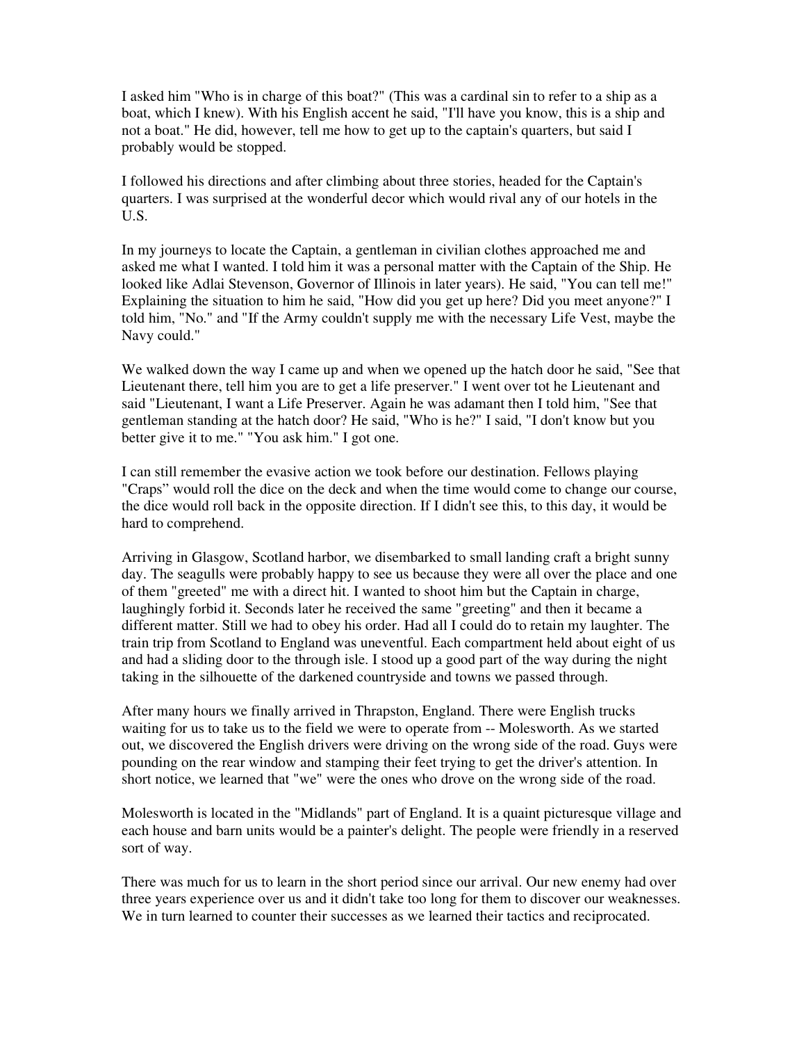I asked him "Who is in charge of this boat?" (This was a cardinal sin to refer to a ship as a boat, which I knew). With his English accent he said, "I'll have you know, this is a ship and not a boat." He did, however, tell me how to get up to the captain's quarters, but said I probably would be stopped.

I followed his directions and after climbing about three stories, headed for the Captain's quarters. I was surprised at the wonderful decor which would rival any of our hotels in the U.S.

In my journeys to locate the Captain, a gentleman in civilian clothes approached me and asked me what I wanted. I told him it was a personal matter with the Captain of the Ship. He looked like Adlai Stevenson, Governor of Illinois in later years). He said, "You can tell me!" Explaining the situation to him he said, "How did you get up here? Did you meet anyone?" I told him, "No." and "If the Army couldn't supply me with the necessary Life Vest, maybe the Navy could."

We walked down the way I came up and when we opened up the hatch door he said, "See that Lieutenant there, tell him you are to get a life preserver." I went over tot he Lieutenant and said "Lieutenant, I want a Life Preserver. Again he was adamant then I told him, "See that gentleman standing at the hatch door? He said, "Who is he?" I said, "I don't know but you better give it to me." "You ask him." I got one.

I can still remember the evasive action we took before our destination. Fellows playing "Craps" would roll the dice on the deck and when the time would come to change our course, the dice would roll back in the opposite direction. If I didn't see this, to this day, it would be hard to comprehend.

Arriving in Glasgow, Scotland harbor, we disembarked to small landing craft a bright sunny day. The seagulls were probably happy to see us because they were all over the place and one of them "greeted" me with a direct hit. I wanted to shoot him but the Captain in charge, laughingly forbid it. Seconds later he received the same "greeting" and then it became a different matter. Still we had to obey his order. Had all I could do to retain my laughter. The train trip from Scotland to England was uneventful. Each compartment held about eight of us and had a sliding door to the through isle. I stood up a good part of the way during the night taking in the silhouette of the darkened countryside and towns we passed through.

After many hours we finally arrived in Thrapston, England. There were English trucks waiting for us to take us to the field we were to operate from -- Molesworth. As we started out, we discovered the English drivers were driving on the wrong side of the road. Guys were pounding on the rear window and stamping their feet trying to get the driver's attention. In short notice, we learned that "we" were the ones who drove on the wrong side of the road.

Molesworth is located in the "Midlands" part of England. It is a quaint picturesque village and each house and barn units would be a painter's delight. The people were friendly in a reserved sort of way.

There was much for us to learn in the short period since our arrival. Our new enemy had over three years experience over us and it didn't take too long for them to discover our weaknesses. We in turn learned to counter their successes as we learned their tactics and reciprocated.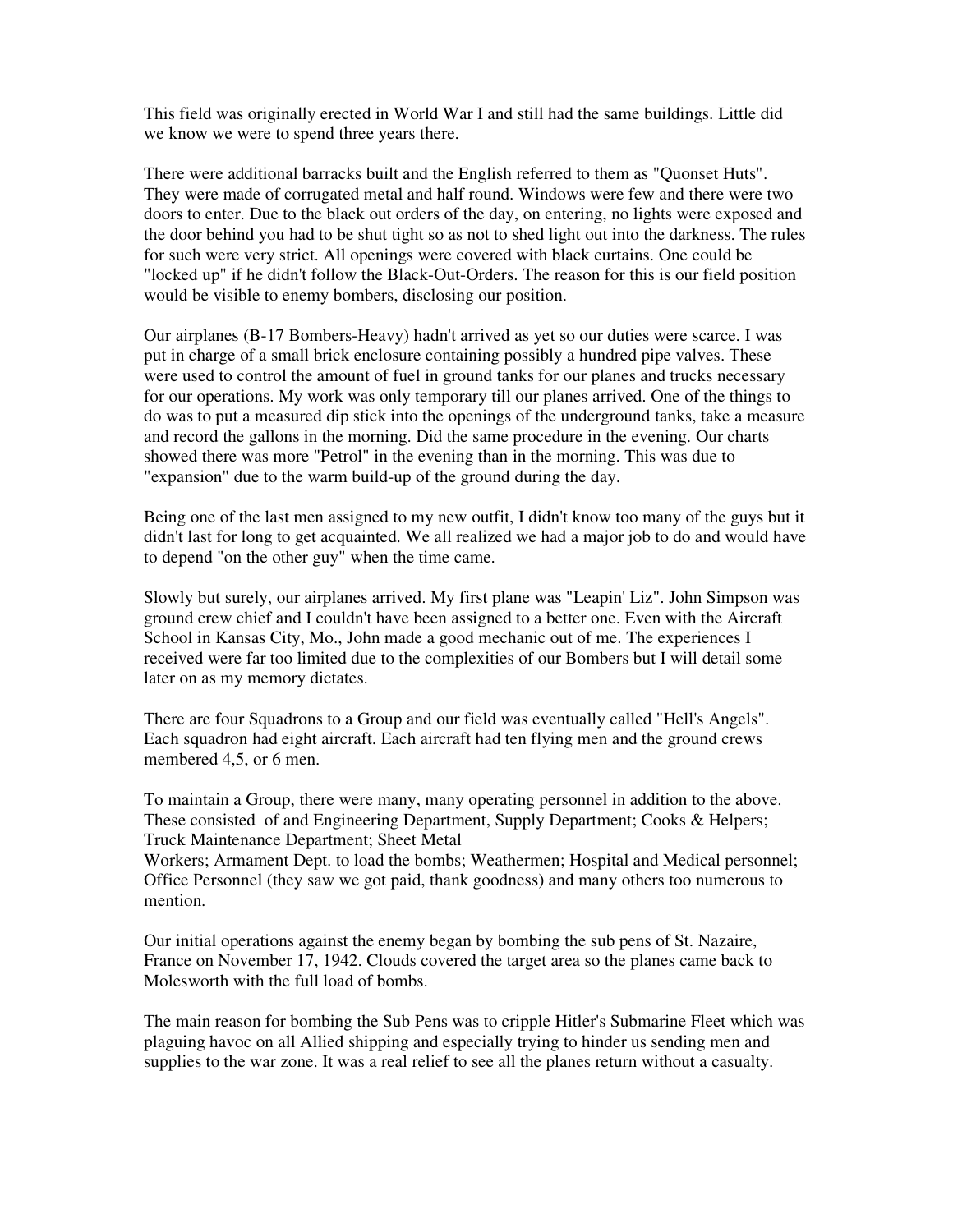This field was originally erected in World War I and still had the same buildings. Little did we know we were to spend three years there.

There were additional barracks built and the English referred to them as "Quonset Huts". They were made of corrugated metal and half round. Windows were few and there were two doors to enter. Due to the black out orders of the day, on entering, no lights were exposed and the door behind you had to be shut tight so as not to shed light out into the darkness. The rules for such were very strict. All openings were covered with black curtains. One could be "locked up" if he didn't follow the Black-Out-Orders. The reason for this is our field position would be visible to enemy bombers, disclosing our position.

Our airplanes (B-17 Bombers-Heavy) hadn't arrived as yet so our duties were scarce. I was put in charge of a small brick enclosure containing possibly a hundred pipe valves. These were used to control the amount of fuel in ground tanks for our planes and trucks necessary for our operations. My work was only temporary till our planes arrived. One of the things to do was to put a measured dip stick into the openings of the underground tanks, take a measure and record the gallons in the morning. Did the same procedure in the evening. Our charts showed there was more "Petrol" in the evening than in the morning. This was due to "expansion" due to the warm build-up of the ground during the day.

Being one of the last men assigned to my new outfit, I didn't know too many of the guys but it didn't last for long to get acquainted. We all realized we had a major job to do and would have to depend "on the other guy" when the time came.

Slowly but surely, our airplanes arrived. My first plane was "Leapin' Liz". John Simpson was ground crew chief and I couldn't have been assigned to a better one. Even with the Aircraft School in Kansas City, Mo., John made a good mechanic out of me. The experiences I received were far too limited due to the complexities of our Bombers but I will detail some later on as my memory dictates.

There are four Squadrons to a Group and our field was eventually called "Hell's Angels". Each squadron had eight aircraft. Each aircraft had ten flying men and the ground crews membered 4,5, or 6 men.

To maintain a Group, there were many, many operating personnel in addition to the above. These consisted of and Engineering Department, Supply Department; Cooks & Helpers; Truck Maintenance Department; Sheet Metal Workers; Armament Dept. to load the bombs; Weathermen; Hospital and Medical personnel; Office Personnel (they saw we got paid, thank goodness) and many others too numerous to mention.

Our initial operations against the enemy began by bombing the sub pens of St. Nazaire, France on November 17, 1942. Clouds covered the target area so the planes came back to Molesworth with the full load of bombs.

The main reason for bombing the Sub Pens was to cripple Hitler's Submarine Fleet which was plaguing havoc on all Allied shipping and especially trying to hinder us sending men and supplies to the war zone. It was a real relief to see all the planes return without a casualty.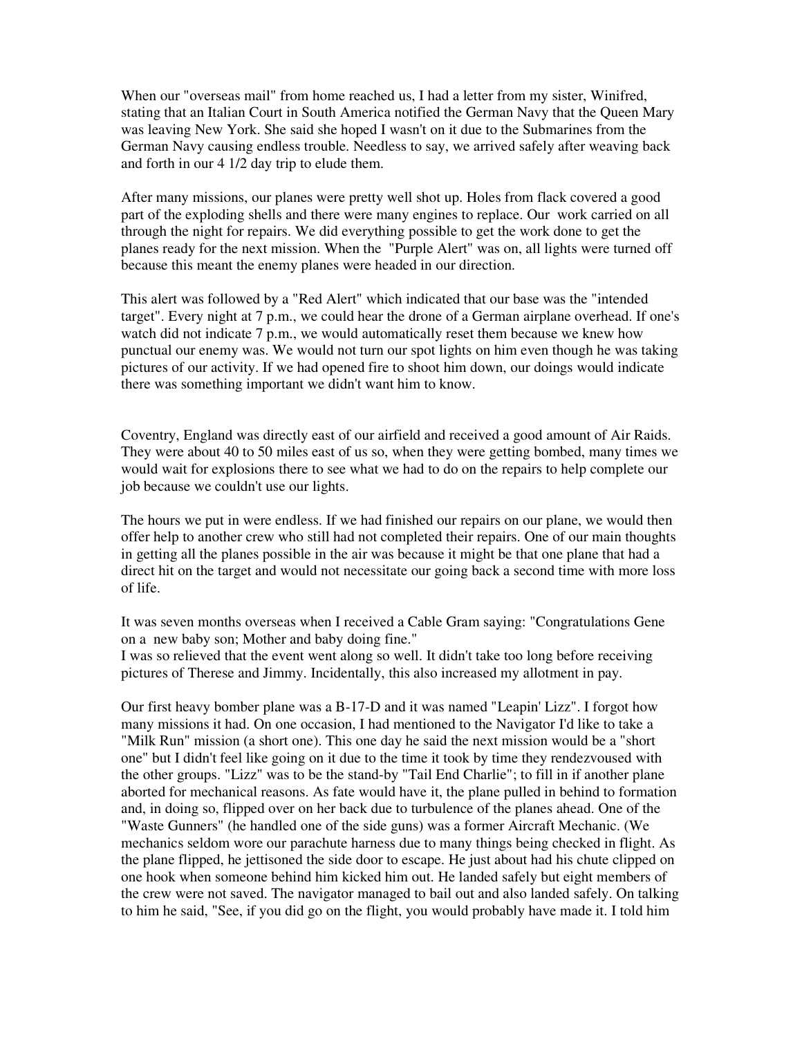When our "overseas mail" from home reached us, I had a letter from my sister, Winifred, stating that an Italian Court in South America notified the German Navy that the Queen Mary was leaving New York. She said she hoped I wasn't on it due to the Submarines from the German Navy causing endless trouble. Needless to say, we arrived safely after weaving back and forth in our 4 1/2 day trip to elude them.

After many missions, our planes were pretty well shot up. Holes from flack covered a good part of the exploding shells and there were many engines to replace. Our work carried on all through the night for repairs. We did everything possible to get the work done to get the planes ready for the next mission. When the "Purple Alert" was on, all lights were turned off because this meant the enemy planes were headed in our direction.

This alert was followed by a "Red Alert" which indicated that our base was the "intended target". Every night at 7 p.m., we could hear the drone of a German airplane overhead. If one's watch did not indicate 7 p.m., we would automatically reset them because we knew how punctual our enemy was. We would not turn our spot lights on him even though he was taking pictures of our activity. If we had opened fire to shoot him down, our doings would indicate there was something important we didn't want him to know.

Coventry, England was directly east of our airfield and received a good amount of Air Raids. They were about 40 to 50 miles east of us so, when they were getting bombed, many times we would wait for explosions there to see what we had to do on the repairs to help complete our job because we couldn't use our lights.

The hours we put in were endless. If we had finished our repairs on our plane, we would then offer help to another crew who still had not completed their repairs. One of our main thoughts in getting all the planes possible in the air was because it might be that one plane that had a direct hit on the target and would not necessitate our going back a second time with more loss of life.

It was seven months overseas when I received a Cable Gram saying: "Congratulations Gene on a new baby son; Mother and baby doing fine."
I was so relieved that the event went along so well. It didn't take too long before receiving pictures of Therese and Jimmy. Incidentally, this also increased my allotment in pay.

Our first heavy bomber plane was a B-17-D and it was named "Leapin' Lizz". I forgot how many missions it had. On one occasion, I had mentioned to the Navigator I'd like to take a "Milk Run" mission (a short one). This one day he said the next mission would be a "short one" but I didn't feel like going on it due to the time it took by time they rendezvoused with the other groups. "Lizz" was to be the stand-by "Tail End Charlie"; to fill in if another plane aborted for mechanical reasons. As fate would have it, the plane pulled in behind to formation and, in doing so, flipped over on her back due to turbulence of the planes ahead. One of the "Waste Gunners" (he handled one of the side guns) was a former Aircraft Mechanic. (We mechanics seldom wore our parachute harness due to many things being checked in flight. As the plane flipped, he jettisoned the side door to escape. He just about had his chute clipped on one hook when someone behind him kicked him out. He landed safely but eight members of the crew were not saved. The navigator managed to bail out and also landed safely. On talking to him he said, "See, if you did go on the flight, you would probably have made it. I told him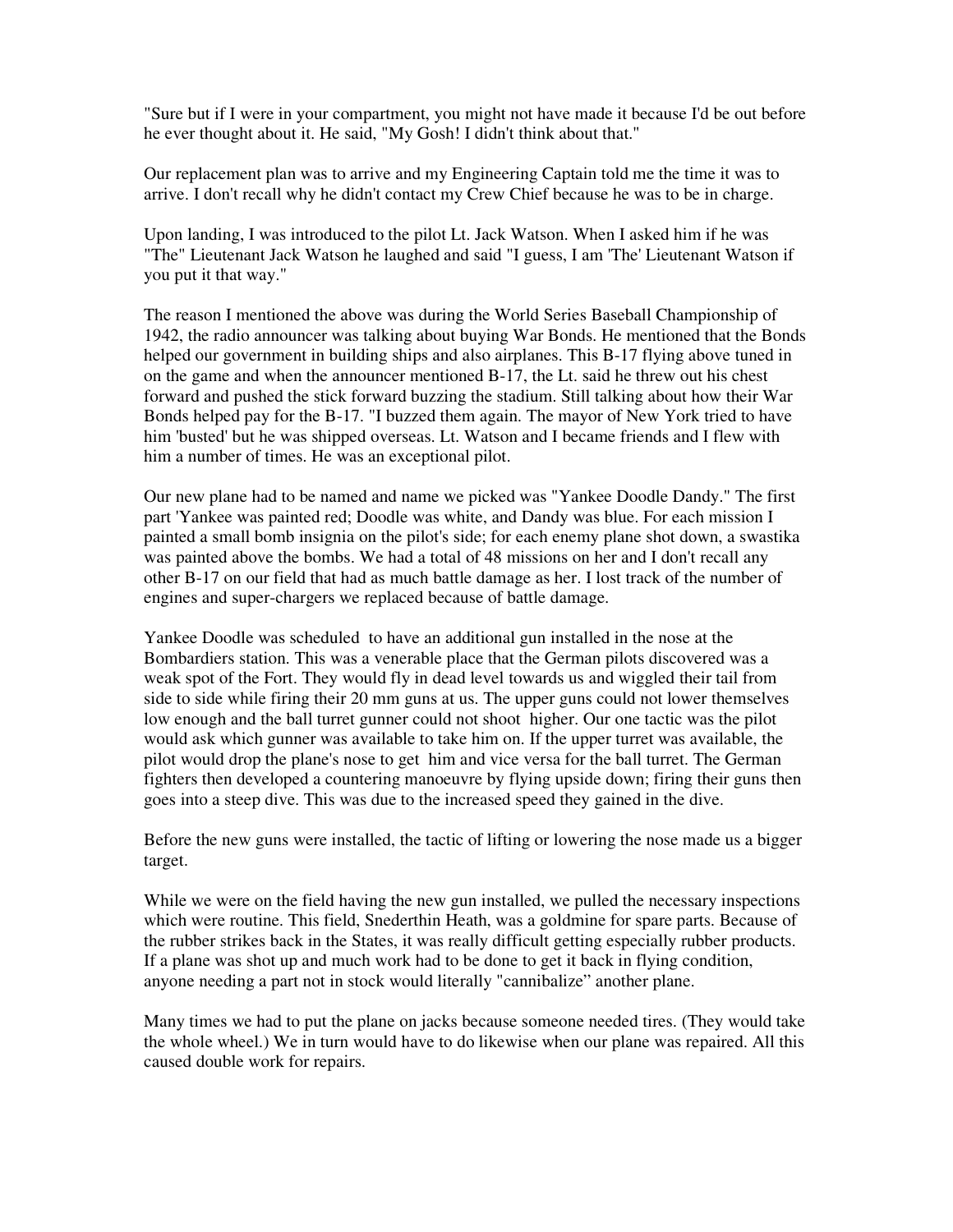"Sure but if I were in your compartment, you might not have made it because I'd be out before he ever thought about it. He said, "My Gosh! I didn't think about that."

Our replacement plan was to arrive and my Engineering Captain told me the time it was to arrive. I don't recall why he didn't contact my Crew Chief because he was to be in charge.

Upon landing, I was introduced to the pilot Lt. Jack Watson. When I asked him if he was "The" Lieutenant Jack Watson he laughed and said "I guess, I am 'The' Lieutenant Watson if you put it that way."

The reason I mentioned the above was during the World Series Baseball Championship of 1942, the radio announcer was talking about buying War Bonds. He mentioned that the Bonds helped our government in building ships and also airplanes. This B-17 flying above tuned in on the game and when the announcer mentioned B-17, the Lt. said he threw out his chest forward and pushed the stick forward buzzing the stadium. Still talking about how their War Bonds helped pay for the B-17. "I buzzed them again. The mayor of New York tried to have him 'busted' but he was shipped overseas. Lt. Watson and I became friends and I flew with him a number of times. He was an exceptional pilot.

Our new plane had to be named and name we picked was "Yankee Doodle Dandy." The first part 'Yankee was painted red; Doodle was white, and Dandy was blue. For each mission I painted a small bomb insignia on the pilot's side; for each enemy plane shot down, a swastika was painted above the bombs. We had a total of 48 missions on her and I don't recall any other B-17 on our field that had as much battle damage as her. I lost track of the number of engines and super-chargers we replaced because of battle damage.

Yankee Doodle was scheduled to have an additional gun installed in the nose at the Bombardiers station. This was a venerable place that the German pilots discovered was a weak spot of the Fort. They would fly in dead level towards us and wiggled their tail from side to side while firing their 20 mm guns at us. The upper guns could not lower themselves low enough and the ball turret gunner could not shoot higher. Our one tactic was the pilot would ask which gunner was available to take him on. If the upper turret was available, the pilot would drop the plane's nose to get him and vice versa for the ball turret. The German fighters then developed a countering manoeuvre by flying upside down; firing their guns then goes into a steep dive. This was due to the increased speed they gained in the dive.

Before the new guns were installed, the tactic of lifting or lowering the nose made us a bigger target.

While we were on the field having the new gun installed, we pulled the necessary inspections which were routine. This field, Snederthin Heath, was a goldmine for spare parts. Because of the rubber strikes back in the States, it was really difficult getting especially rubber products. If a plane was shot up and much work had to be done to get it back in flying condition, anyone needing a part not in stock would literally "cannibalize" another plane.

Many times we had to put the plane on jacks because someone needed tires. (They would take the whole wheel.) We in turn would have to do likewise when our plane was repaired. All this caused double work for repairs.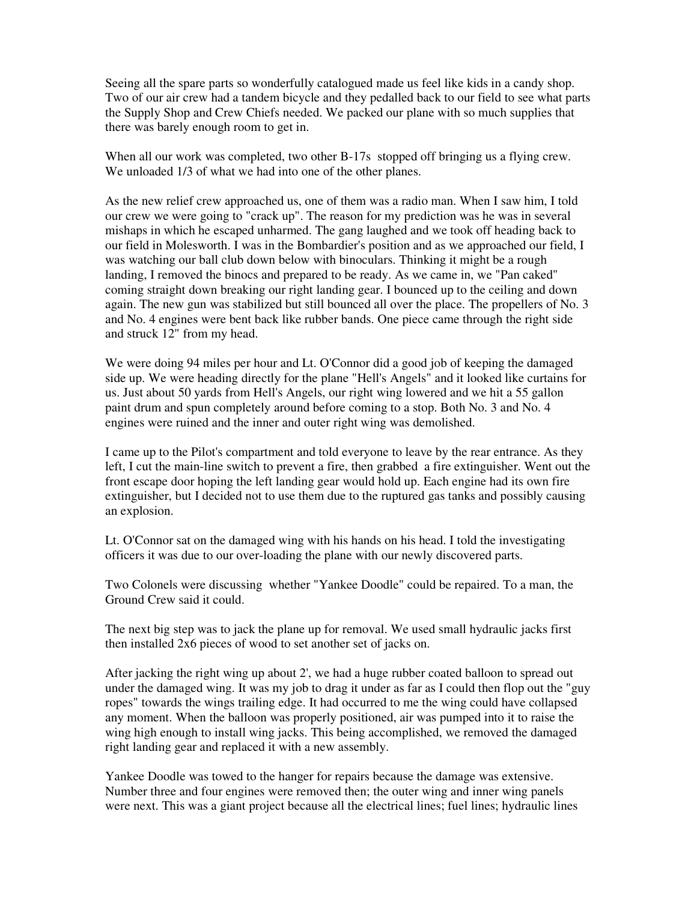Seeing all the spare parts so wonderfully catalogued made us feel like kids in a candy shop. Two of our air crew had a tandem bicycle and they pedalled back to our field to see what parts the Supply Shop and Crew Chiefs needed. We packed our plane with so much supplies that there was barely enough room to get in.

When all our work was completed, two other B-17s stopped off bringing us a flying crew. We unloaded 1/3 of what we had into one of the other planes.

As the new relief crew approached us, one of them was a radio man. When I saw him, I told our crew we were going to "crack up". The reason for my prediction was he was in several mishaps in which he escaped unharmed. The gang laughed and we took off heading back to our field in Molesworth. I was in the Bombardier's position and as we approached our field, I was watching our ball club down below with binoculars. Thinking it might be a rough landing, I removed the binocs and prepared to be ready. As we came in, we "Pan caked" coming straight down breaking our right landing gear. I bounced up to the ceiling and down again. The new gun was stabilized but still bounced all over the place. The propellers of No. 3 and No. 4 engines were bent back like rubber bands. One piece came through the right side and struck 12" from my head.

We were doing 94 miles per hour and Lt. O'Connor did a good job of keeping the damaged side up. We were heading directly for the plane "Hell's Angels" and it looked like curtains for us. Just about 50 yards from Hell's Angels, our right wing lowered and we hit a 55 gallon paint drum and spun completely around before coming to a stop. Both No. 3 and No. 4 engines were ruined and the inner and outer right wing was demolished.

I came up to the Pilot's compartment and told everyone to leave by the rear entrance. As they left, I cut the main-line switch to prevent a fire, then grabbed a fire extinguisher. Went out the front escape door hoping the left landing gear would hold up. Each engine had its own fire extinguisher, but I decided not to use them due to the ruptured gas tanks and possibly causing an explosion.

Lt. O'Connor sat on the damaged wing with his hands on his head. I told the investigating officers it was due to our over-loading the plane with our newly discovered parts.

Two Colonels were discussing whether "Yankee Doodle" could be repaired. To a man, the Ground Crew said it could.

The next big step was to jack the plane up for removal. We used small hydraulic jacks first then installed 2x6 pieces of wood to set another set of jacks on.

After jacking the right wing up about 2', we had a huge rubber coated balloon to spread out under the damaged wing. It was my job to drag it under as far as I could then flop out the "guy ropes" towards the wings trailing edge. It had occurred to me the wing could have collapsed any moment. When the balloon was properly positioned, air was pumped into it to raise the wing high enough to install wing jacks. This being accomplished, we removed the damaged right landing gear and replaced it with a new assembly.

Yankee Doodle was towed to the hanger for repairs because the damage was extensive. Number three and four engines were removed then; the outer wing and inner wing panels were next. This was a giant project because all the electrical lines; fuel lines; hydraulic lines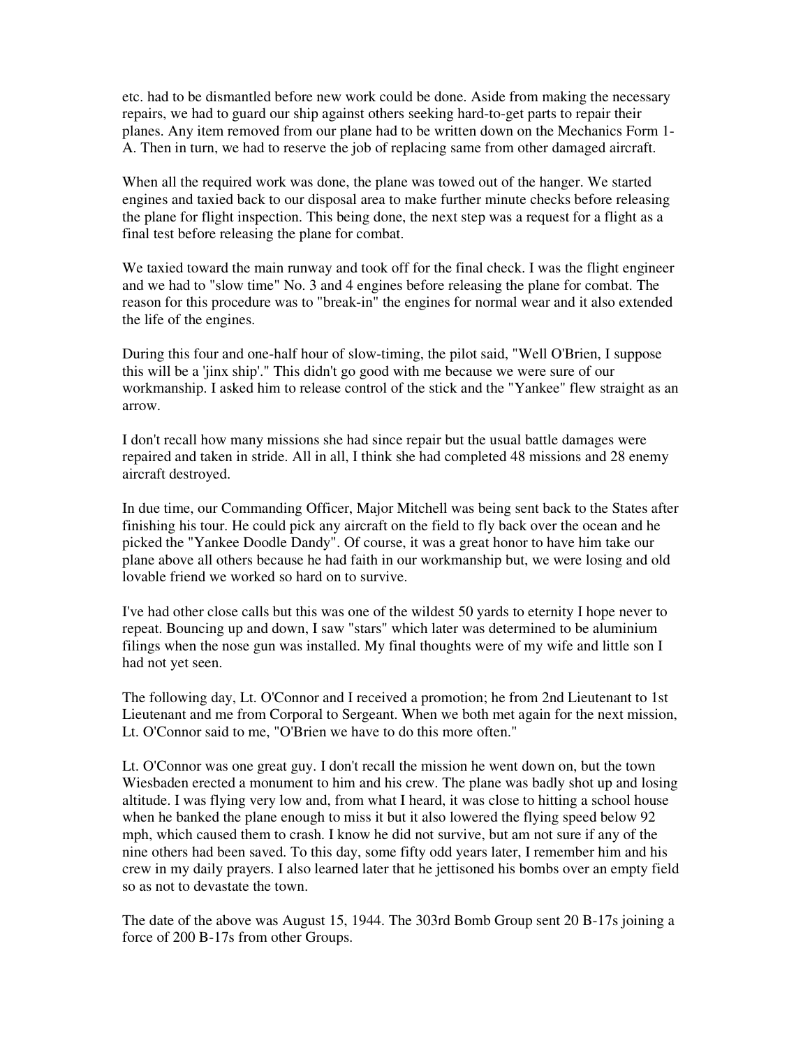etc. had to be dismantled before new work could be done. Aside from making the necessary repairs, we had to guard our ship against others seeking hard-to-get parts to repair their planes. Any item removed from our plane had to be written down on the Mechanics Form 1-A. Then in turn, we had to reserve the job of replacing same from other damaged aircraft.

When all the required work was done, the plane was towed out of the hanger. We started engines and taxied back to our disposal area to make further minute checks before releasing the plane for flight inspection. This being done, the next step was a request for a flight as a final test before releasing the plane for combat.

We taxied toward the main runway and took off for the final check. I was the flight engineer and we had to "slow time" No. 3 and 4 engines before releasing the plane for combat. The reason for this procedure was to "break-in" the engines for normal wear and it also extended the life of the engines.

During this four and one-half hour of slow-timing, the pilot said, "Well O'Brien, I suppose this will be a 'jinx ship'." This didn't go good with me because we were sure of our workmanship. I asked him to release control of the stick and the "Yankee" flew straight as an arrow.

I don't recall how many missions she had since repair but the usual battle damages were repaired and taken in stride. All in all, I think she had completed 48 missions and 28 enemy aircraft destroyed.

In due time, our Commanding Officer, Major Mitchell was being sent back to the States after finishing his tour. He could pick any aircraft on the field to fly back over the ocean and he picked the "Yankee Doodle Dandy". Of course, it was a great honor to have him take our plane above all others because he had faith in our workmanship but, we were losing and old lovable friend we worked so hard on to survive.

I've had other close calls but this was one of the wildest 50 yards to eternity I hope never to repeat. Bouncing up and down, I saw "stars" which later was determined to be aluminium filings when the nose gun was installed. My final thoughts were of my wife and little son I had not yet seen.

The following day, Lt. O'Connor and I received a promotion; he from 2nd Lieutenant to 1st Lieutenant and me from Corporal to Sergeant. When we both met again for the next mission, Lt. O'Connor said to me, "O'Brien we have to do this more often."

Lt. O'Connor was one great guy. I don't recall the mission he went down on, but the town Wiesbaden erected a monument to him and his crew. The plane was badly shot up and losing altitude. I was flying very low and, from what I heard, it was close to hitting a school house when he banked the plane enough to miss it but it also lowered the flying speed below 92 mph, which caused them to crash. I know he did not survive, but am not sure if any of the nine others had been saved. To this day, some fifty odd years later, I remember him and his crew in my daily prayers. I also learned later that he jettisoned his bombs over an empty field so as not to devastate the town.

The date of the above was August 15, 1944. The 303rd Bomb Group sent 20 B-17s joining a force of 200 B-17s from other Groups.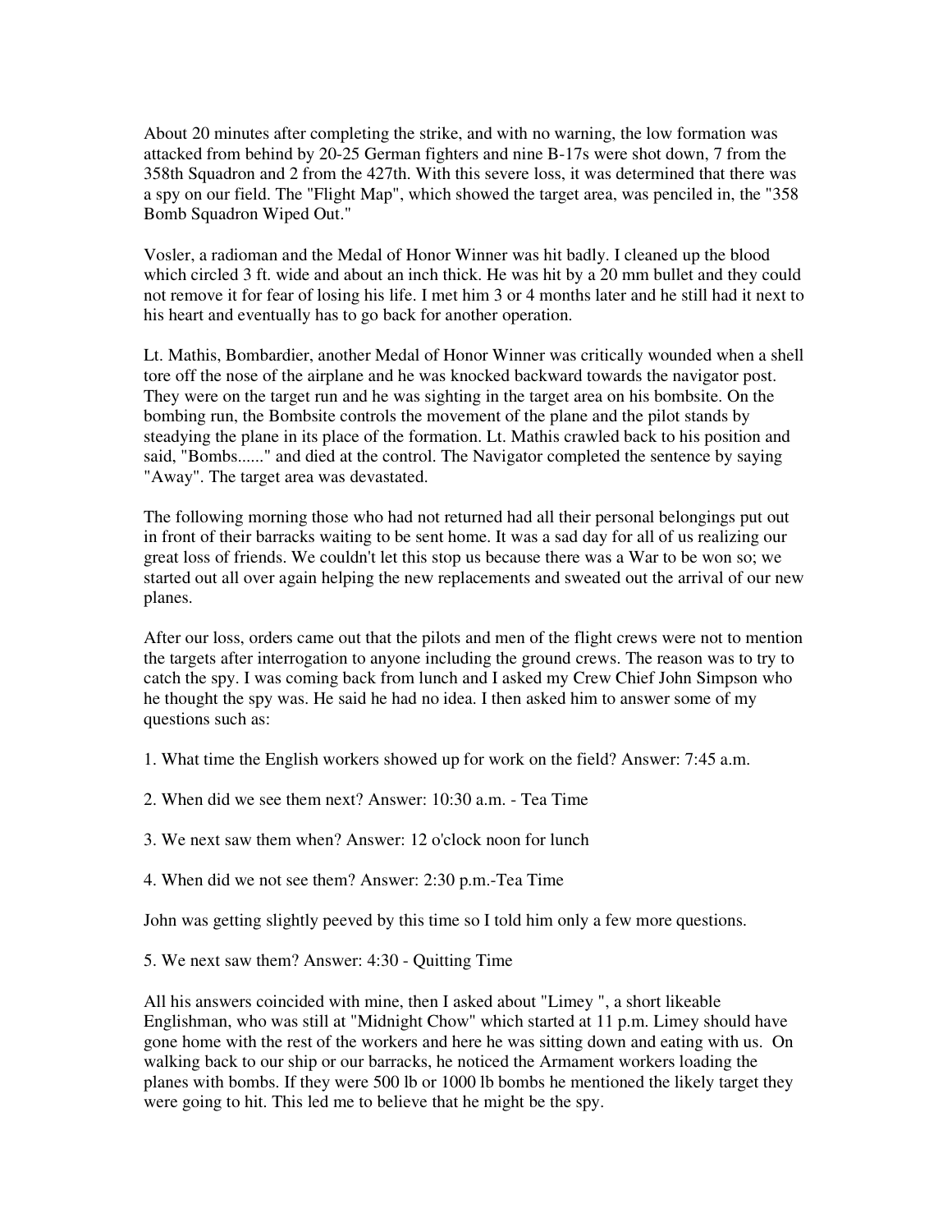About 20 minutes after completing the strike, and with no warning, the low formation was attacked from behind by 20-25 German fighters and nine B-17s were shot down, 7 from the 358th Squadron and 2 from the 427th. With this severe loss, it was determined that there was a spy on our field. The "Flight Map", which showed the target area, was penciled in, the "358 Bomb Squadron Wiped Out."

Vosler, a radioman and the Medal of Honor Winner was hit badly. I cleaned up the blood which circled 3 ft. wide and about an inch thick. He was hit by a 20 mm bullet and they could not remove it for fear of losing his life. I met him 3 or 4 months later and he still had it next to his heart and eventually has to go back for another operation.

Lt. Mathis, Bombardier, another Medal of Honor Winner was critically wounded when a shell tore off the nose of the airplane and he was knocked backward towards the navigator post. They were on the target run and he was sighting in the target area on his bombsite. On the bombing run, the Bombsite controls the movement of the plane and the pilot stands by steadying the plane in its place of the formation. Lt. Mathis crawled back to his position and said, "Bombs......" and died at the control. The Navigator completed the sentence by saying "Away". The target area was devastated.

The following morning those who had not returned had all their personal belongings put out in front of their barracks waiting to be sent home. It was a sad day for all of us realizing our great loss of friends. We couldn't let this stop us because there was a War to be won so; we started out all over again helping the new replacements and sweated out the arrival of our new planes.

After our loss, orders came out that the pilots and men of the flight crews were not to mention the targets after interrogation to anyone including the ground crews. The reason was to try to catch the spy. I was coming back from lunch and I asked my Crew Chief John Simpson who he thought the spy was. He said he had no idea. I then asked him to answer some of my questions such as:

1. What time the English workers showed up for work on the field? Answer: 7:45 a.m.

2. When did we see them next? Answer: 10:30 a.m. - Tea Time

3. We next saw them when? Answer: 12 o'clock noon for lunch

4. When did we not see them? Answer: 2:30 p.m.-Tea Time

John was getting slightly peeved by this time so I told him only a few more questions.

5. We next saw them? Answer: 4:30 - Quitting Time

All his answers coincided with mine, then I asked about "Limey ", a short likeable Englishman, who was still at "Midnight Chow" which started at 11 p.m. Limey should have gone home with the rest of the workers and here he was sitting down and eating with us. On walking back to our ship or our barracks, he noticed the Armament workers loading the planes with bombs. If they were 500 lb or 1000 lb bombs he mentioned the likely target they were going to hit. This led me to believe that he might be the spy.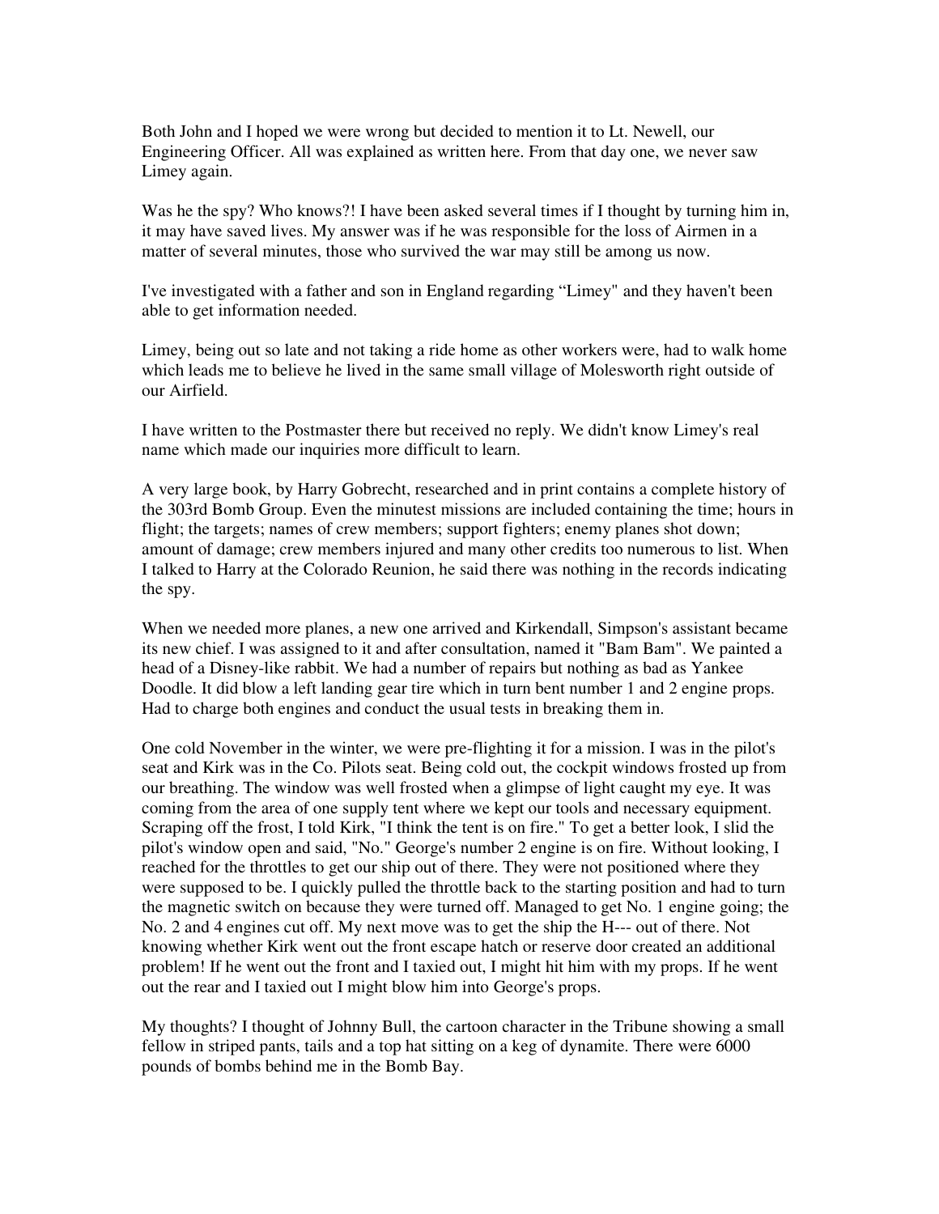Both John and I hoped we were wrong but decided to mention it to Lt. Newell, our Engineering Officer. All was explained as written here. From that day one, we never saw Limey again.

Was he the spy? Who knows?! I have been asked several times if I thought by turning him in, it may have saved lives. My answer was if he was responsible for the loss of Airmen in a matter of several minutes, those who survived the war may still be among us now.

I've investigated with a father and son in England regarding "Limey" and they haven't been able to get information needed.

Limey, being out so late and not taking a ride home as other workers were, had to walk home which leads me to believe he lived in the same small village of Molesworth right outside of our Airfield.

I have written to the Postmaster there but received no reply. We didn't know Limey's real name which made our inquiries more difficult to learn.

A very large book, by Harry Gobrecht, researched and in print contains a complete history of the 303rd Bomb Group. Even the minutest missions are included containing the time; hours in flight; the targets; names of crew members; support fighters; enemy planes shot down; amount of damage; crew members injured and many other credits too numerous to list. When I talked to Harry at the Colorado Reunion, he said there was nothing in the records indicating the spy.

When we needed more planes, a new one arrived and Kirkendall, Simpson's assistant became its new chief. I was assigned to it and after consultation, named it "Bam Bam". We painted a head of a Disney-like rabbit. We had a number of repairs but nothing as bad as Yankee Doodle. It did blow a left landing gear tire which in turn bent number 1 and 2 engine props. Had to charge both engines and conduct the usual tests in breaking them in.

One cold November in the winter, we were pre-flighting it for a mission. I was in the pilot's seat and Kirk was in the Co. Pilots seat. Being cold out, the cockpit windows frosted up from our breathing. The window was well frosted when a glimpse of light caught my eye. It was coming from the area of one supply tent where we kept our tools and necessary equipment. Scraping off the frost, I told Kirk, "I think the tent is on fire." To get a better look, I slid the pilot's window open and said, "No." George's number 2 engine is on fire. Without looking, I reached for the throttles to get our ship out of there. They were not positioned where they were supposed to be. I quickly pulled the throttle back to the starting position and had to turn the magnetic switch on because they were turned off. Managed to get No. 1 engine going; the No. 2 and 4 engines cut off. My next move was to get the ship the H--- out of there. Not knowing whether Kirk went out the front escape hatch or reserve door created an additional problem! If he went out the front and I taxied out, I might hit him with my props. If he went out the rear and I taxied out I might blow him into George's props.

My thoughts? I thought of Johnny Bull, the cartoon character in the Tribune showing a small fellow in striped pants, tails and a top hat sitting on a keg of dynamite. There were 6000 pounds of bombs behind me in the Bomb Bay.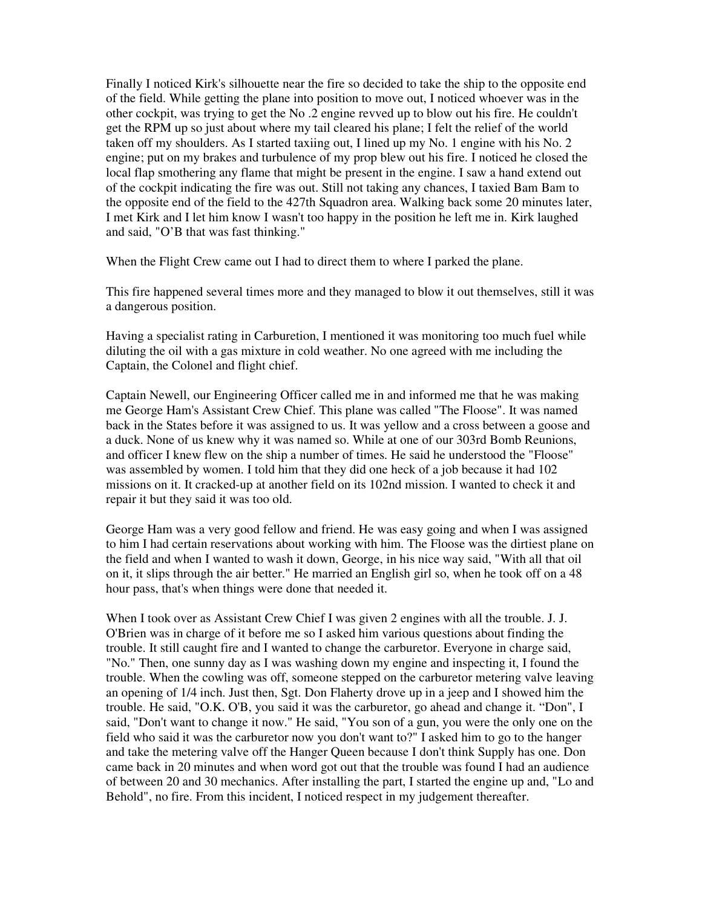Finally I noticed Kirk's silhouette near the fire so decided to take the ship to the opposite end of the field. While getting the plane into position to move out, I noticed whoever was in the other cockpit, was trying to get the No .2 engine revved up to blow out his fire. He couldn't get the RPM up so just about where my tail cleared his plane; I felt the relief of the world taken off my shoulders. As I started taxiing out, I lined up my No. 1 engine with his No. 2 engine; put on my brakes and turbulence of my prop blew out his fire. I noticed he closed the local flap smothering any flame that might be present in the engine. I saw a hand extend out of the cockpit indicating the fire was out. Still not taking any chances, I taxied Bam Bam to the opposite end of the field to the 427th Squadron area. Walking back some 20 minutes later, I met Kirk and I let him know I wasn't too happy in the position he left me in. Kirk laughed and said, "O'B that was fast thinking."

When the Flight Crew came out I had to direct them to where I parked the plane.

This fire happened several times more and they managed to blow it out themselves, still it was a dangerous position.

Having a specialist rating in Carburetion, I mentioned it was monitoring too much fuel while diluting the oil with a gas mixture in cold weather. No one agreed with me including the Captain, the Colonel and flight chief.

Captain Newell, our Engineering Officer called me in and informed me that he was making me George Ham's Assistant Crew Chief. This plane was called "The Floose". It was named back in the States before it was assigned to us. It was yellow and a cross between a goose and a duck. None of us knew why it was named so. While at one of our 303rd Bomb Reunions, and officer I knew flew on the ship a number of times. He said he understood the "Floose" was assembled by women. I told him that they did one heck of a job because it had 102 missions on it. It cracked-up at another field on its 102nd mission. I wanted to check it and repair it but they said it was too old.

George Ham was a very good fellow and friend. He was easy going and when I was assigned to him I had certain reservations about working with him. The Floose was the dirtiest plane on the field and when I wanted to wash it down, George, in his nice way said, "With all that oil on it, it slips through the air better." He married an English girl so, when he took off on a 48 hour pass, that's when things were done that needed it.

When I took over as Assistant Crew Chief I was given 2 engines with all the trouble. J. J. O'Brien was in charge of it before me so I asked him various questions about finding the trouble. It still caught fire and I wanted to change the carburetor. Everyone in charge said, "No." Then, one sunny day as I was washing down my engine and inspecting it, I found the trouble. When the cowling was off, someone stepped on the carburetor metering valve leaving an opening of 1/4 inch. Just then, Sgt. Don Flaherty drove up in a jeep and I showed him the trouble. He said, "O.K. O'B, you said it was the carburetor, go ahead and change it. "Don", I said, "Don't want to change it now." He said, "You son of a gun, you were the only one on the field who said it was the carburetor now you don't want to?" I asked him to go to the hanger and take the metering valve off the Hanger Queen because I don't think Supply has one. Don came back in 20 minutes and when word got out that the trouble was found I had an audience of between 20 and 30 mechanics. After installing the part, I started the engine up and, "Lo and Behold", no fire. From this incident, I noticed respect in my judgement thereafter.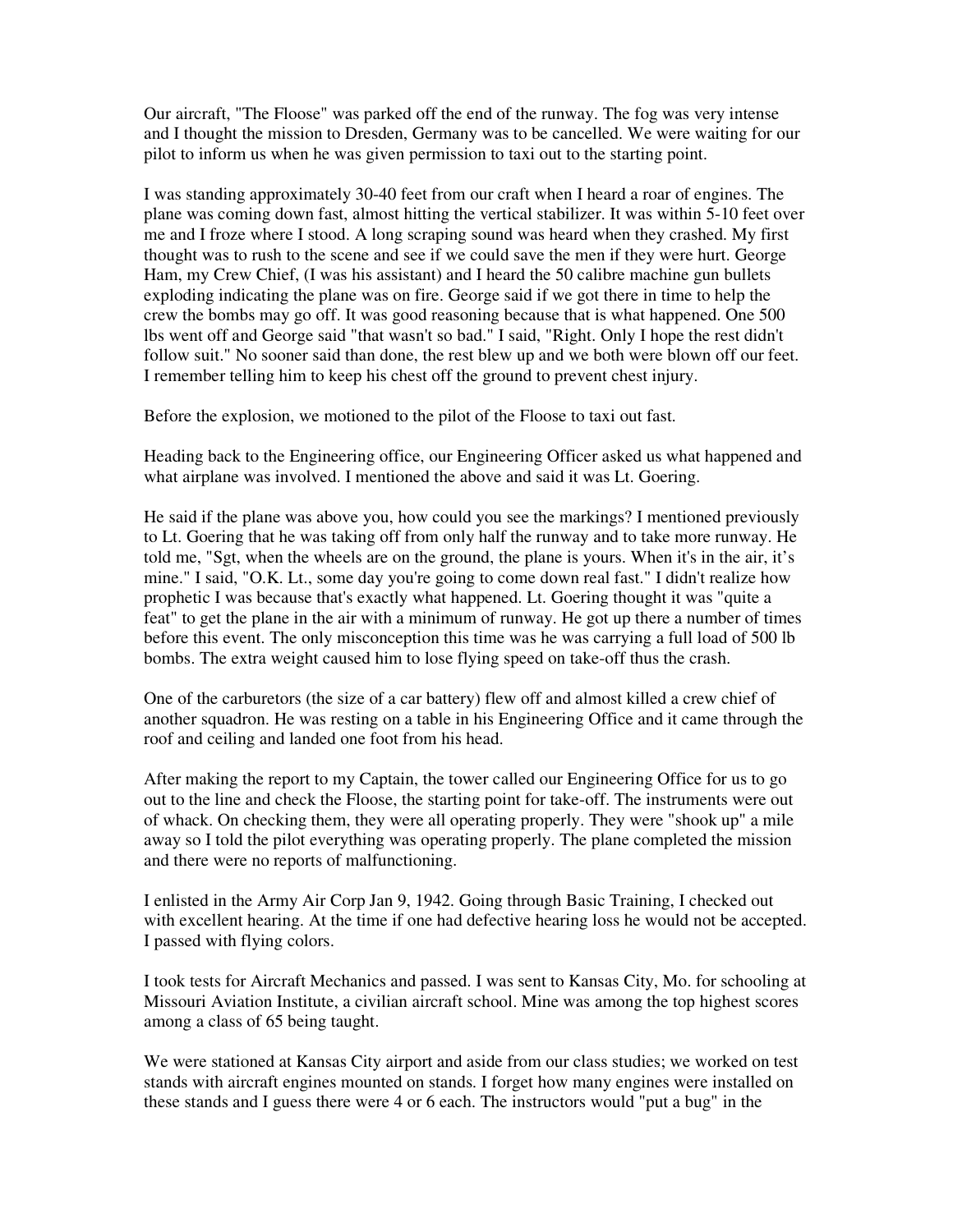Our aircraft, "The Floose" was parked off the end of the runway. The fog was very intense and I thought the mission to Dresden, Germany was to be cancelled. We were waiting for our pilot to inform us when he was given permission to taxi out to the starting point.

I was standing approximately 30-40 feet from our craft when I heard a roar of engines. The plane was coming down fast, almost hitting the vertical stabilizer. It was within 5-10 feet over me and I froze where I stood. A long scraping sound was heard when they crashed. My first thought was to rush to the scene and see if we could save the men if they were hurt. George Ham, my Crew Chief, (I was his assistant) and I heard the 50 calibre machine gun bullets exploding indicating the plane was on fire. George said if we got there in time to help the crew the bombs may go off. It was good reasoning because that is what happened. One 500 lbs went off and George said "that wasn't so bad." I said, "Right. Only I hope the rest didn't follow suit." No sooner said than done, the rest blew up and we both were blown off our feet. I remember telling him to keep his chest off the ground to prevent chest injury.

Before the explosion, we motioned to the pilot of the Floose to taxi out fast.

Heading back to the Engineering office, our Engineering Officer asked us what happened and what airplane was involved. I mentioned the above and said it was Lt. Goering.

He said if the plane was above you, how could you see the markings? I mentioned previously to Lt. Goering that he was taking off from only half the runway and to take more runway. He told me, "Sgt, when the wheels are on the ground, the plane is yours. When it's in the air, it's mine." I said, "O.K. Lt., some day you're going to come down real fast." I didn't realize how prophetic I was because that's exactly what happened. Lt. Goering thought it was "quite a feat" to get the plane in the air with a minimum of runway. He got up there a number of times before this event. The only misconception this time was he was carrying a full load of 500 lb bombs. The extra weight caused him to lose flying speed on take-off thus the crash.

One of the carburetors (the size of a car battery) flew off and almost killed a crew chief of another squadron. He was resting on a table in his Engineering Office and it came through the roof and ceiling and landed one foot from his head.

After making the report to my Captain, the tower called our Engineering Office for us to go out to the line and check the Floose, the starting point for take-off. The instruments were out of whack. On checking them, they were all operating properly. They were "shook up" a mile away so I told the pilot everything was operating properly. The plane completed the mission and there were no reports of malfunctioning.

I enlisted in the Army Air Corp Jan 9, 1942. Going through Basic Training, I checked out with excellent hearing. At the time if one had defective hearing loss he would not be accepted. I passed with flying colors.

I took tests for Aircraft Mechanics and passed. I was sent to Kansas City, Mo. for schooling at Missouri Aviation Institute, a civilian aircraft school. Mine was among the top highest scores among a class of 65 being taught.

We were stationed at Kansas City airport and aside from our class studies; we worked on test stands with aircraft engines mounted on stands. I forget how many engines were installed on these stands and I guess there were 4 or 6 each. The instructors would "put a bug" in the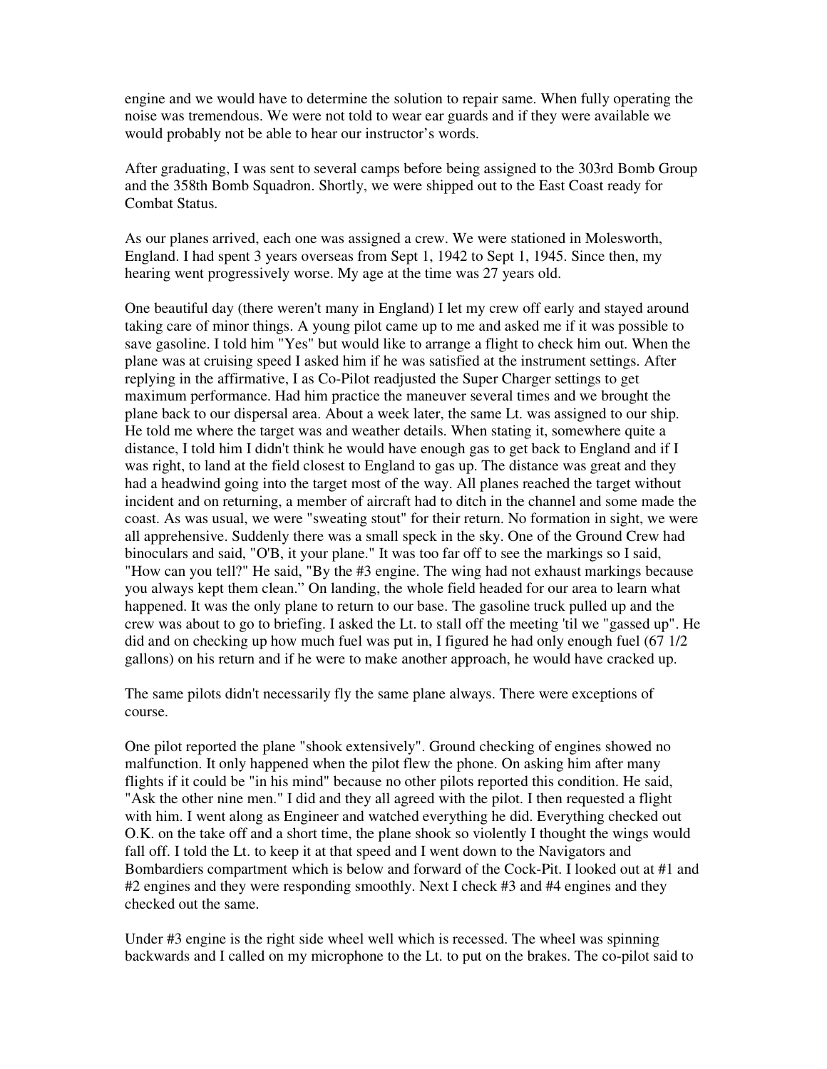engine and we would have to determine the solution to repair same. When fully operating the noise was tremendous. We were not told to wear ear guards and if they were available we would probably not be able to hear our instructor's words.

After graduating, I was sent to several camps before being assigned to the 303rd Bomb Group and the 358th Bomb Squadron. Shortly, we were shipped out to the East Coast ready for Combat Status.

As our planes arrived, each one was assigned a crew. We were stationed in Molesworth, England. I had spent 3 years overseas from Sept 1, 1942 to Sept 1, 1945. Since then, my hearing went progressively worse. My age at the time was 27 years old.

One beautiful day (there weren't many in England) I let my crew off early and stayed around taking care of minor things. A young pilot came up to me and asked me if it was possible to save gasoline. I told him "Yes" but would like to arrange a flight to check him out. When the plane was at cruising speed I asked him if he was satisfied at the instrument settings. After replying in the affirmative, I as Co-Pilot readjusted the Super Charger settings to get maximum performance. Had him practice the maneuver several times and we brought the plane back to our dispersal area. About a week later, the same Lt. was assigned to our ship. He told me where the target was and weather details. When stating it, somewhere quite a distance, I told him I didn't think he would have enough gas to get back to England and if I was right, to land at the field closest to England to gas up. The distance was great and they had a headwind going into the target most of the way. All planes reached the target without incident and on returning, a member of aircraft had to ditch in the channel and some made the coast. As was usual, we were "sweating stout" for their return. No formation in sight, we were all apprehensive. Suddenly there was a small speck in the sky. One of the Ground Crew had binoculars and said, "O'B, it your plane." It was too far off to see the markings so I said, "How can you tell?" He said, "By the #3 engine. The wing had not exhaust markings because you always kept them clean." On landing, the whole field headed for our area to learn what happened. It was the only plane to return to our base. The gasoline truck pulled up and the crew was about to go to briefing. I asked the Lt. to stall off the meeting 'til we "gassed up". He did and on checking up how much fuel was put in, I figured he had only enough fuel (67 1/2 gallons) on his return and if he were to make another approach, he would have cracked up.

The same pilots didn't necessarily fly the same plane always. There were exceptions of course.

One pilot reported the plane "shook extensively". Ground checking of engines showed no malfunction. It only happened when the pilot flew the phone. On asking him after many flights if it could be "in his mind" because no other pilots reported this condition. He said, "Ask the other nine men." I did and they all agreed with the pilot. I then requested a flight with him. I went along as Engineer and watched everything he did. Everything checked out O.K. on the take off and a short time, the plane shook so violently I thought the wings would fall off. I told the Lt. to keep it at that speed and I went down to the Navigators and Bombardiers compartment which is below and forward of the Cock-Pit. I looked out at #1 and #2 engines and they were responding smoothly. Next I check #3 and #4 engines and they checked out the same.

Under #3 engine is the right side wheel well which is recessed. The wheel was spinning backwards and I called on my microphone to the Lt. to put on the brakes. The co-pilot said to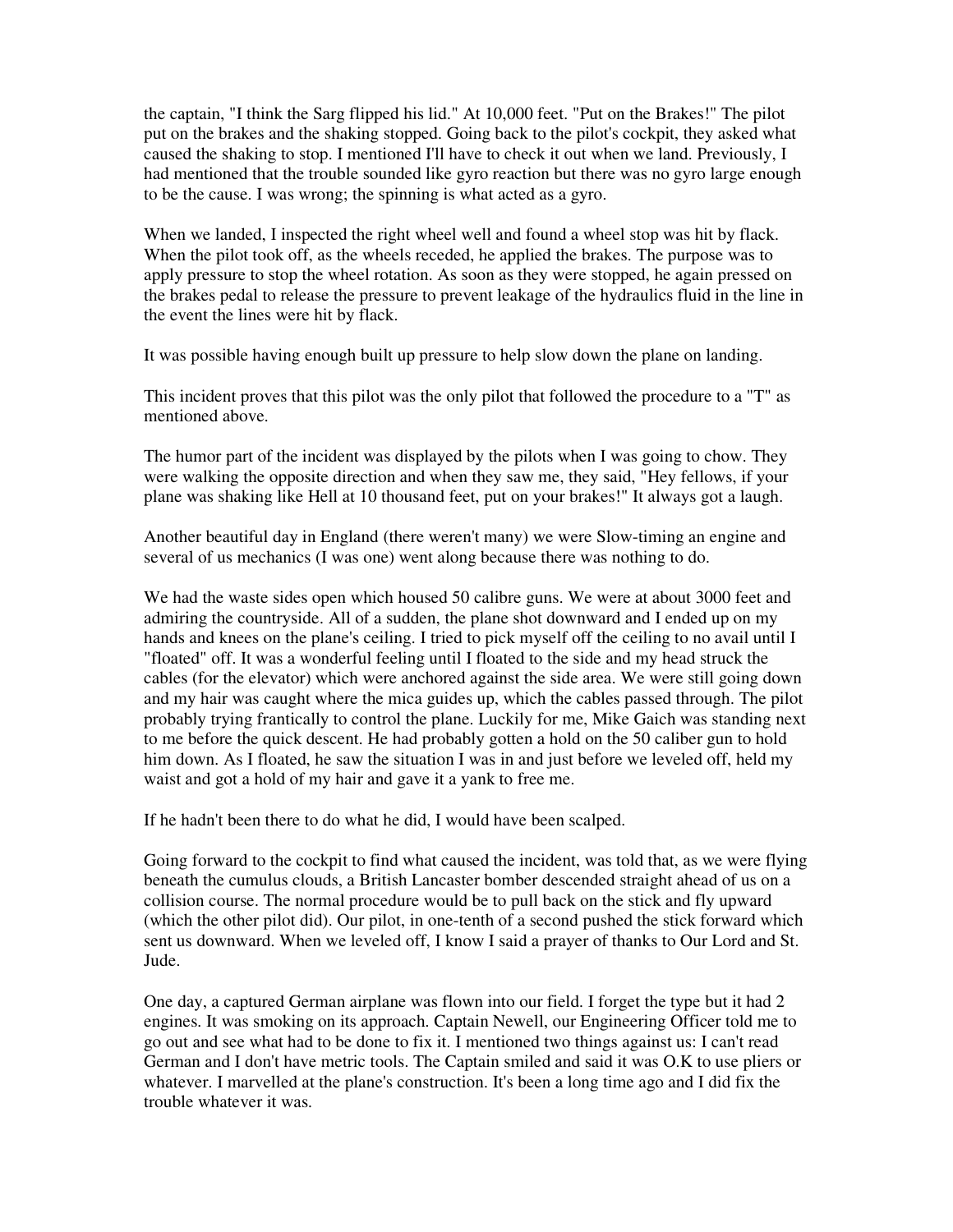the captain, "I think the Sarg flipped his lid." At 10,000 feet. "Put on the Brakes!" The pilot put on the brakes and the shaking stopped. Going back to the pilot's cockpit, they asked what caused the shaking to stop. I mentioned I'll have to check it out when we land. Previously, I had mentioned that the trouble sounded like gyro reaction but there was no gyro large enough to be the cause. I was wrong; the spinning is what acted as a gyro.

When we landed, I inspected the right wheel well and found a wheel stop was hit by flack. When the pilot took off, as the wheels receded, he applied the brakes. The purpose was to apply pressure to stop the wheel rotation. As soon as they were stopped, he again pressed on the brakes pedal to release the pressure to prevent leakage of the hydraulics fluid in the line in the event the lines were hit by flack.

It was possible having enough built up pressure to help slow down the plane on landing.

This incident proves that this pilot was the only pilot that followed the procedure to a "T" as mentioned above.

The humor part of the incident was displayed by the pilots when I was going to chow. They were walking the opposite direction and when they saw me, they said, "Hey fellows, if your plane was shaking like Hell at 10 thousand feet, put on your brakes!" It always got a laugh.

Another beautiful day in England (there weren't many) we were Slow-timing an engine and several of us mechanics (I was one) went along because there was nothing to do.

We had the waste sides open which housed 50 calibre guns. We were at about 3000 feet and admiring the countryside. All of a sudden, the plane shot downward and I ended up on my hands and knees on the plane's ceiling. I tried to pick myself off the ceiling to no avail until I "floated" off. It was a wonderful feeling until I floated to the side and my head struck the cables (for the elevator) which were anchored against the side area. We were still going down and my hair was caught where the mica guides up, which the cables passed through. The pilot probably trying frantically to control the plane. Luckily for me, Mike Gaich was standing next to me before the quick descent. He had probably gotten a hold on the 50 caliber gun to hold him down. As I floated, he saw the situation I was in and just before we leveled off, held my waist and got a hold of my hair and gave it a yank to free me.

If he hadn't been there to do what he did, I would have been scalped.

Going forward to the cockpit to find what caused the incident, was told that, as we were flying beneath the cumulus clouds, a British Lancaster bomber descended straight ahead of us on a collision course. The normal procedure would be to pull back on the stick and fly upward (which the other pilot did). Our pilot, in one-tenth of a second pushed the stick forward which sent us downward. When we leveled off, I know I said a prayer of thanks to Our Lord and St. Jude.

One day, a captured German airplane was flown into our field. I forget the type but it had 2 engines. It was smoking on its approach. Captain Newell, our Engineering Officer told me to go out and see what had to be done to fix it. I mentioned two things against us: I can't read German and I don't have metric tools. The Captain smiled and said it was O.K to use pliers or whatever. I marvelled at the plane's construction. It's been a long time ago and I did fix the trouble whatever it was.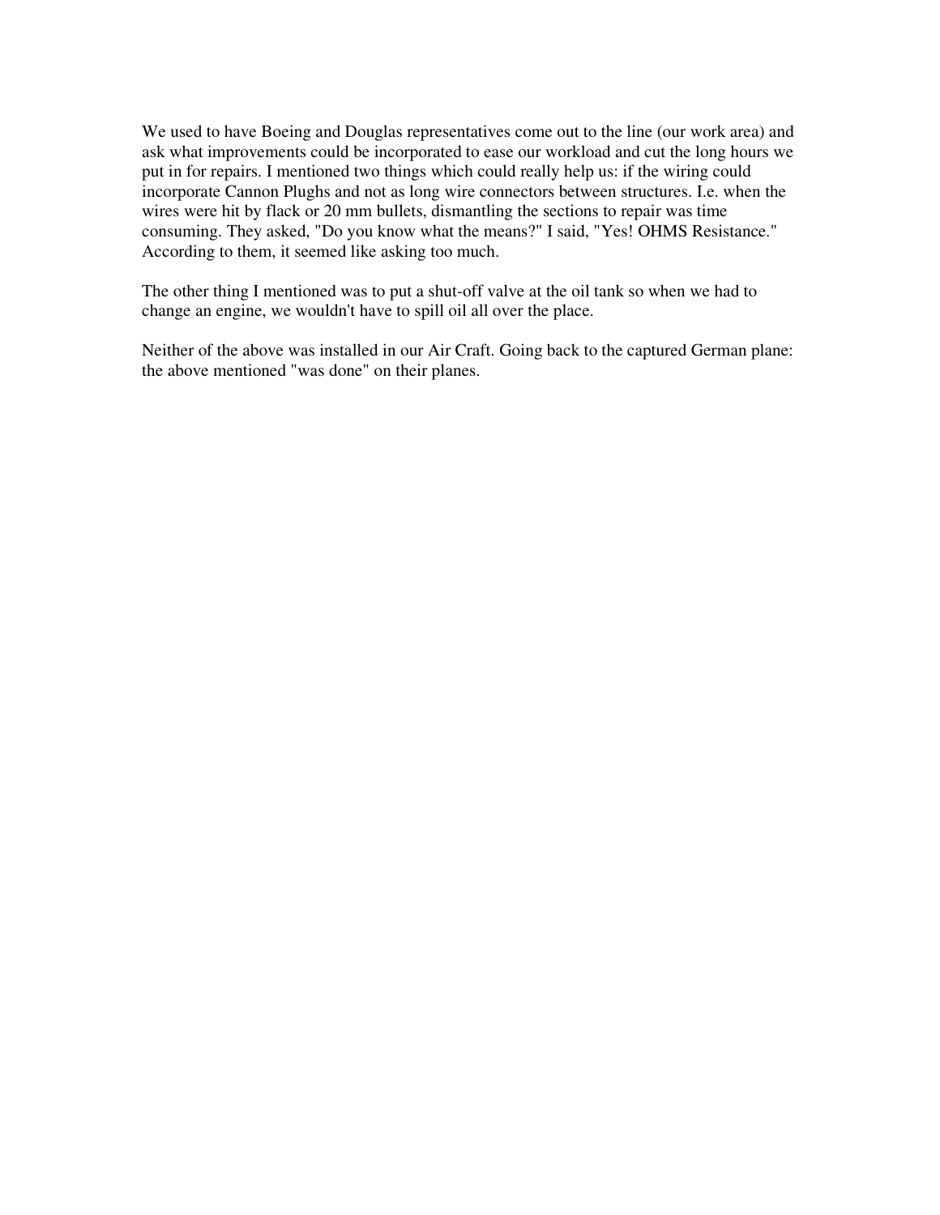We used to have Boeing and Douglas representatives come out to the line (our work area) and ask what improvements could be incorporated to ease our workload and cut the long hours we put in for repairs. I mentioned two things which could really help us: if the wiring could incorporate Cannon Plughs and not as long wire connectors between structures. I.e. when the wires were hit by flack or 20 mm bullets, dismantling the sections to repair was time consuming. They asked, "Do you know what the means?" I said, "Yes! OHMS Resistance." According to them, it seemed like asking too much.

The other thing I mentioned was to put a shut-off valve at the oil tank so when we had to change an engine, we wouldn't have to spill oil all over the place.

Neither of the above was installed in our Air Craft. Going back to the captured German plane: the above mentioned "was done" on their planes.